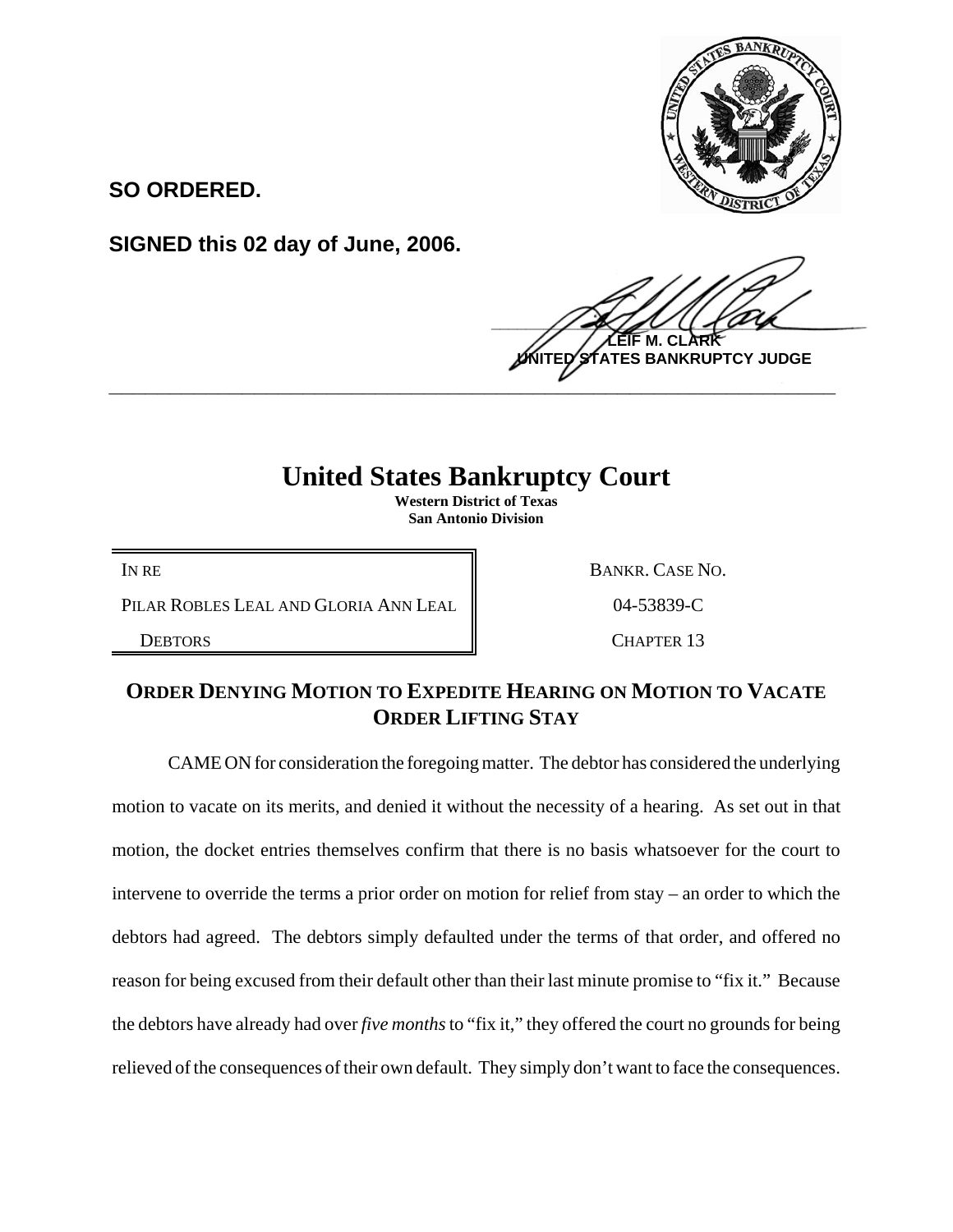**SO ORDERED.**

**SIGNED this 02 day of June, 2006.**

**LEIF M. CLARK**
**UNITED STATES BANKRUPTCY JUDGE**

---

# United States Bankruptcy Court

**Western District of Texas**
**San Antonio Division**

| IN RE<br>PILAR ROBLES LEAL AND GLORIA ANN LEAL<br>DEBTORS | BANKR. CASE NO.<br>04-53839-C<br>CHAPTER 13 |
|---|---|

## ORDER DENYING MOTION TO EXPEDITE HEARING ON MOTION TO VACATE ORDER LIFTING STAY

CAME ON for consideration the foregoing matter. The debtor has considered the underlying motion to vacate on its merits, and denied it without the necessity of a hearing. As set out in that motion, the docket entries themselves confirm that there is no basis whatsoever for the court to intervene to override the terms a prior order on motion for relief from stay – an order to which the debtors had agreed. The debtors simply defaulted under the terms of that order, and offered no reason for being excused from their default other than their last minute promise to "fix it." Because the debtors have already had over *five months* to "fix it," they offered the court no grounds for being relieved of the consequences of their own default. They simply don't want to face the consequences.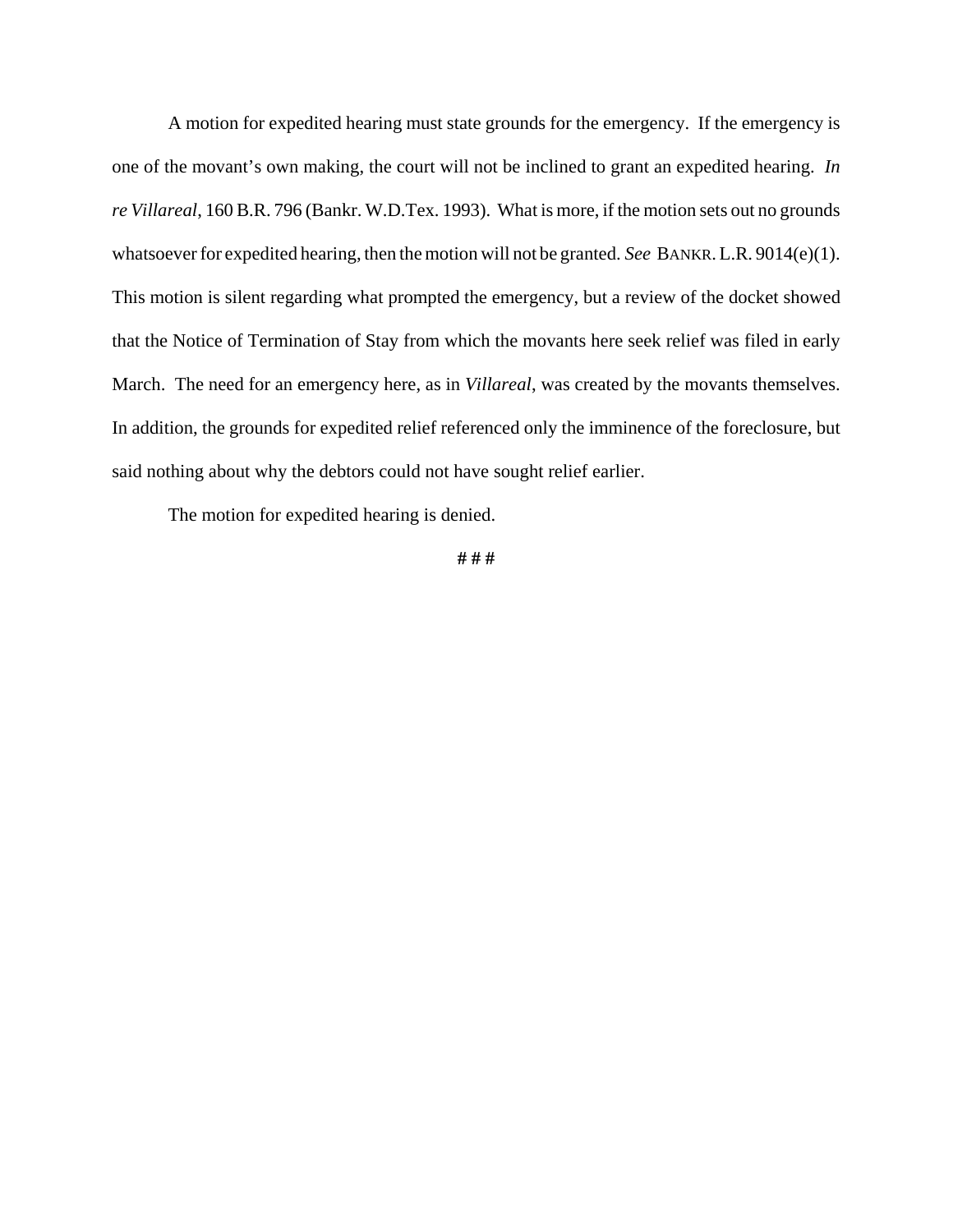A motion for expedited hearing must state grounds for the emergency. If the emergency is one of the movant's own making, the court will not be inclined to grant an expedited hearing. *In re Villareal*, 160 B.R. 796 (Bankr. W.D.Tex. 1993). What is more, if the motion sets out no grounds whatsoever for expedited hearing, then the motion will not be granted. *See* BANKR. L.R. 9014(e)(1). This motion is silent regarding what prompted the emergency, but a review of the docket showed that the Notice of Termination of Stay from which the movants here seek relief was filed in early March. The need for an emergency here, as in *Villareal*, was created by the movants themselves. In addition, the grounds for expedited relief referenced only the imminence of the foreclosure, but said nothing about why the debtors could not have sought relief earlier.

The motion for expedited hearing is denied.

# # #